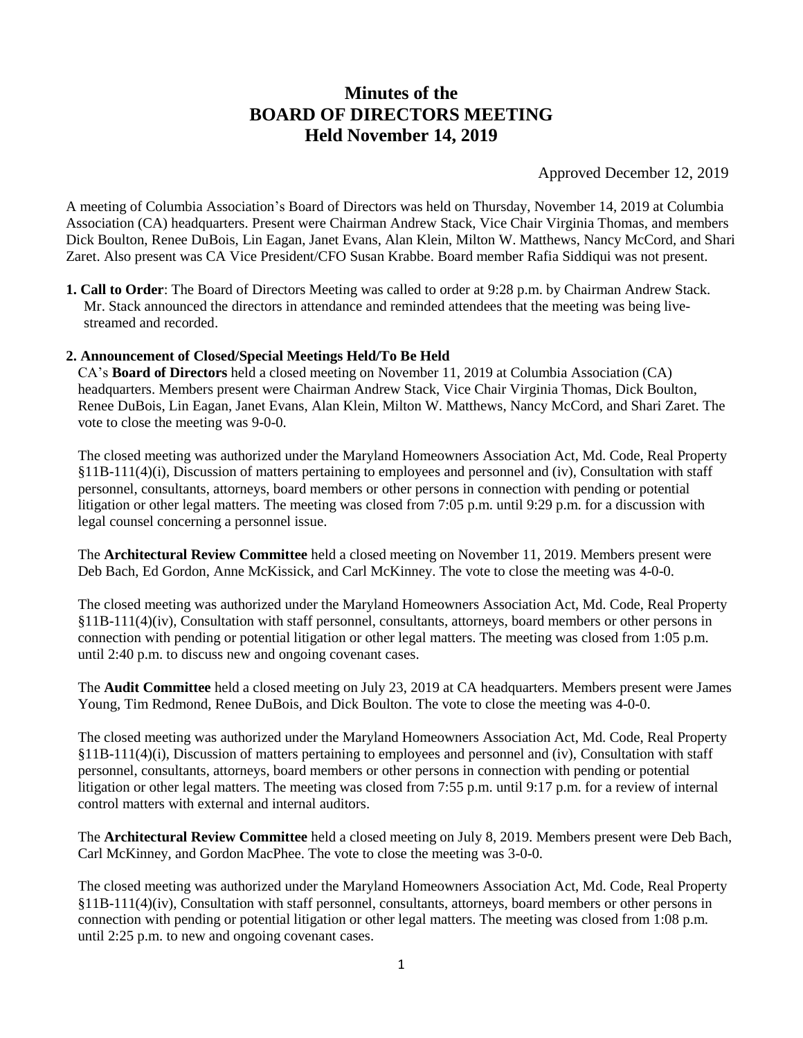# Minutes of the
# BOARD OF DIRECTORS MEETING
# Held November 14, 2019

Approved December 12, 2019

A meeting of Columbia Association's Board of Directors was held on Thursday, November 14, 2019 at Columbia Association (CA) headquarters. Present were Chairman Andrew Stack, Vice Chair Virginia Thomas, and members Dick Boulton, Renee DuBois, Lin Eagan, Janet Evans, Alan Klein, Milton W. Matthews, Nancy McCord, and Shari Zaret. Also present was CA Vice President/CFO Susan Krabbe. Board member Rafia Siddiqui was not present.

**1. Call to Order**: The Board of Directors Meeting was called to order at 9:28 p.m. by Chairman Andrew Stack. Mr. Stack announced the directors in attendance and reminded attendees that the meeting was being live-streamed and recorded.

**2. Announcement of Closed/Special Meetings Held/To Be Held**

CA's **Board of Directors** held a closed meeting on November 11, 2019 at Columbia Association (CA) headquarters. Members present were Chairman Andrew Stack, Vice Chair Virginia Thomas, Dick Boulton, Renee DuBois, Lin Eagan, Janet Evans, Alan Klein, Milton W. Matthews, Nancy McCord, and Shari Zaret. The vote to close the meeting was 9-0-0.

The closed meeting was authorized under the Maryland Homeowners Association Act, Md. Code, Real Property §11B-111(4)(i), Discussion of matters pertaining to employees and personnel and (iv), Consultation with staff personnel, consultants, attorneys, board members or other persons in connection with pending or potential litigation or other legal matters. The meeting was closed from 7:05 p.m. until 9:29 p.m. for a discussion with legal counsel concerning a personnel issue.

The **Architectural Review Committee** held a closed meeting on November 11, 2019. Members present were Deb Bach, Ed Gordon, Anne McKissick, and Carl McKinney. The vote to close the meeting was 4-0-0.

The closed meeting was authorized under the Maryland Homeowners Association Act, Md. Code, Real Property §11B-111(4)(iv), Consultation with staff personnel, consultants, attorneys, board members or other persons in connection with pending or potential litigation or other legal matters. The meeting was closed from 1:05 p.m. until 2:40 p.m. to discuss new and ongoing covenant cases.

The **Audit Committee** held a closed meeting on July 23, 2019 at CA headquarters. Members present were James Young, Tim Redmond, Renee DuBois, and Dick Boulton. The vote to close the meeting was 4-0-0.

The closed meeting was authorized under the Maryland Homeowners Association Act, Md. Code, Real Property §11B-111(4)(i), Discussion of matters pertaining to employees and personnel and (iv), Consultation with staff personnel, consultants, attorneys, board members or other persons in connection with pending or potential litigation or other legal matters. The meeting was closed from 7:55 p.m. until 9:17 p.m. for a review of internal control matters with external and internal auditors.

The **Architectural Review Committee** held a closed meeting on July 8, 2019. Members present were Deb Bach, Carl McKinney, and Gordon MacPhee. The vote to close the meeting was 3-0-0.

The closed meeting was authorized under the Maryland Homeowners Association Act, Md. Code, Real Property §11B-111(4)(iv), Consultation with staff personnel, consultants, attorneys, board members or other persons in connection with pending or potential litigation or other legal matters. The meeting was closed from 1:08 p.m. until 2:25 p.m. to new and ongoing covenant cases.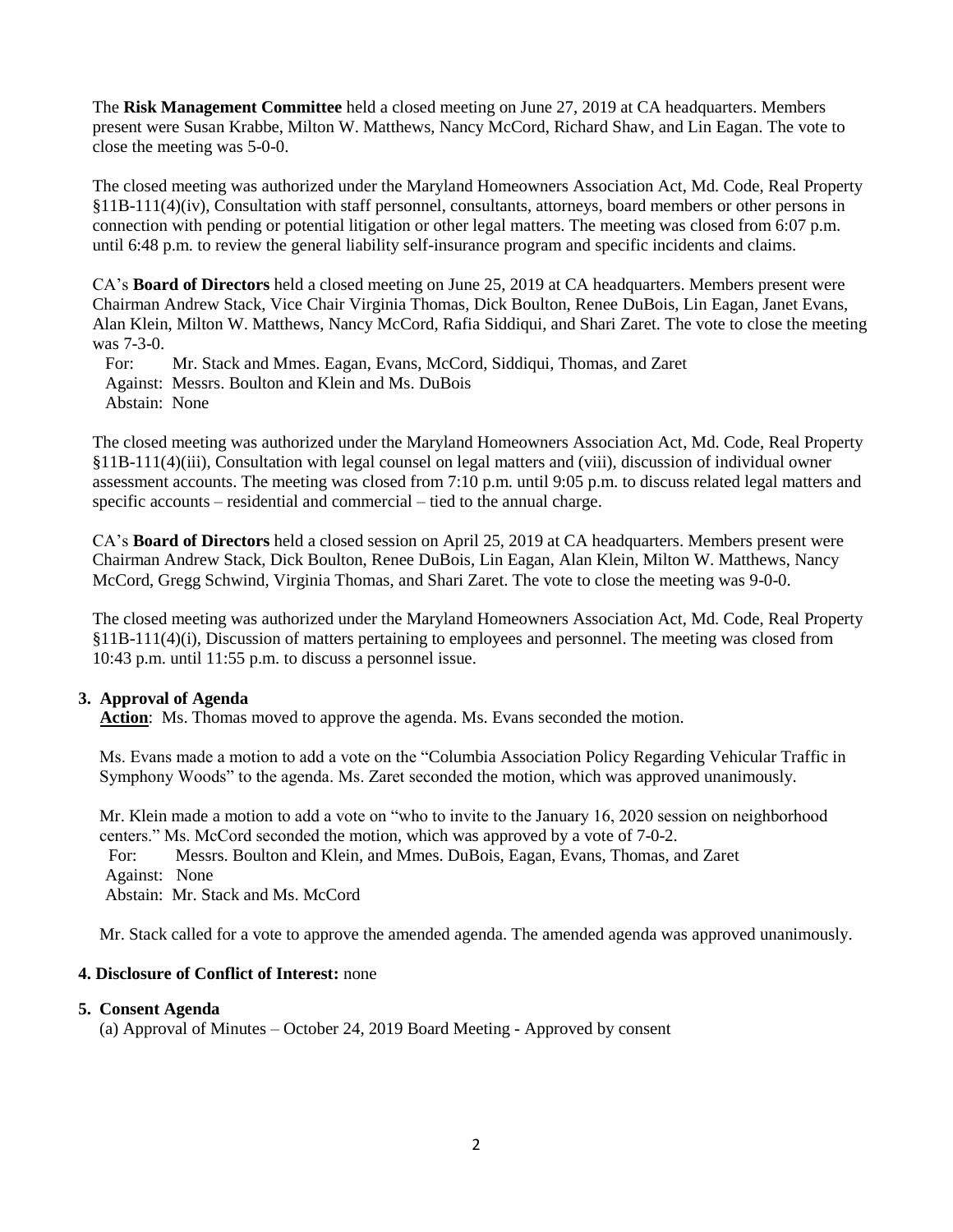The **Risk Management Committee** held a closed meeting on June 27, 2019 at CA headquarters. Members present were Susan Krabbe, Milton W. Matthews, Nancy McCord, Richard Shaw, and Lin Eagan. The vote to close the meeting was 5-0-0.

The closed meeting was authorized under the Maryland Homeowners Association Act, Md. Code, Real Property §11B-111(4)(iv), Consultation with staff personnel, consultants, attorneys, board members or other persons in connection with pending or potential litigation or other legal matters. The meeting was closed from 6:07 p.m. until 6:48 p.m. to review the general liability self-insurance program and specific incidents and claims.

CA's **Board of Directors** held a closed meeting on June 25, 2019 at CA headquarters. Members present were Chairman Andrew Stack, Vice Chair Virginia Thomas, Dick Boulton, Renee DuBois, Lin Eagan, Janet Evans, Alan Klein, Milton W. Matthews, Nancy McCord, Rafia Siddiqui, and Shari Zaret. The vote to close the meeting was 7-3-0.

For: Mr. Stack and Mmes. Eagan, Evans, McCord, Siddiqui, Thomas, and Zaret
Against: Messrs. Boulton and Klein and Ms. DuBois
Abstain: None

The closed meeting was authorized under the Maryland Homeowners Association Act, Md. Code, Real Property §11B-111(4)(iii), Consultation with legal counsel on legal matters and (viii), discussion of individual owner assessment accounts. The meeting was closed from 7:10 p.m. until 9:05 p.m. to discuss related legal matters and specific accounts – residential and commercial – tied to the annual charge.

CA's **Board of Directors** held a closed session on April 25, 2019 at CA headquarters. Members present were Chairman Andrew Stack, Dick Boulton, Renee DuBois, Lin Eagan, Alan Klein, Milton W. Matthews, Nancy McCord, Gregg Schwind, Virginia Thomas, and Shari Zaret. The vote to close the meeting was 9-0-0.

The closed meeting was authorized under the Maryland Homeowners Association Act, Md. Code, Real Property §11B-111(4)(i), Discussion of matters pertaining to employees and personnel. The meeting was closed from 10:43 p.m. until 11:55 p.m. to discuss a personnel issue.

**3. Approval of Agenda**

**Action**: Ms. Thomas moved to approve the agenda. Ms. Evans seconded the motion.

Ms. Evans made a motion to add a vote on the "Columbia Association Policy Regarding Vehicular Traffic in Symphony Woods" to the agenda. Ms. Zaret seconded the motion, which was approved unanimously.

Mr. Klein made a motion to add a vote on "who to invite to the January 16, 2020 session on neighborhood centers." Ms. McCord seconded the motion, which was approved by a vote of 7-0-2.

For: Messrs. Boulton and Klein, and Mmes. DuBois, Eagan, Evans, Thomas, and Zaret
Against: None
Abstain: Mr. Stack and Ms. McCord

Mr. Stack called for a vote to approve the amended agenda. The amended agenda was approved unanimously.

**4. Disclosure of Conflict of Interest:** none

**5. Consent Agenda**

(a) Approval of Minutes – October 24, 2019 Board Meeting - Approved by consent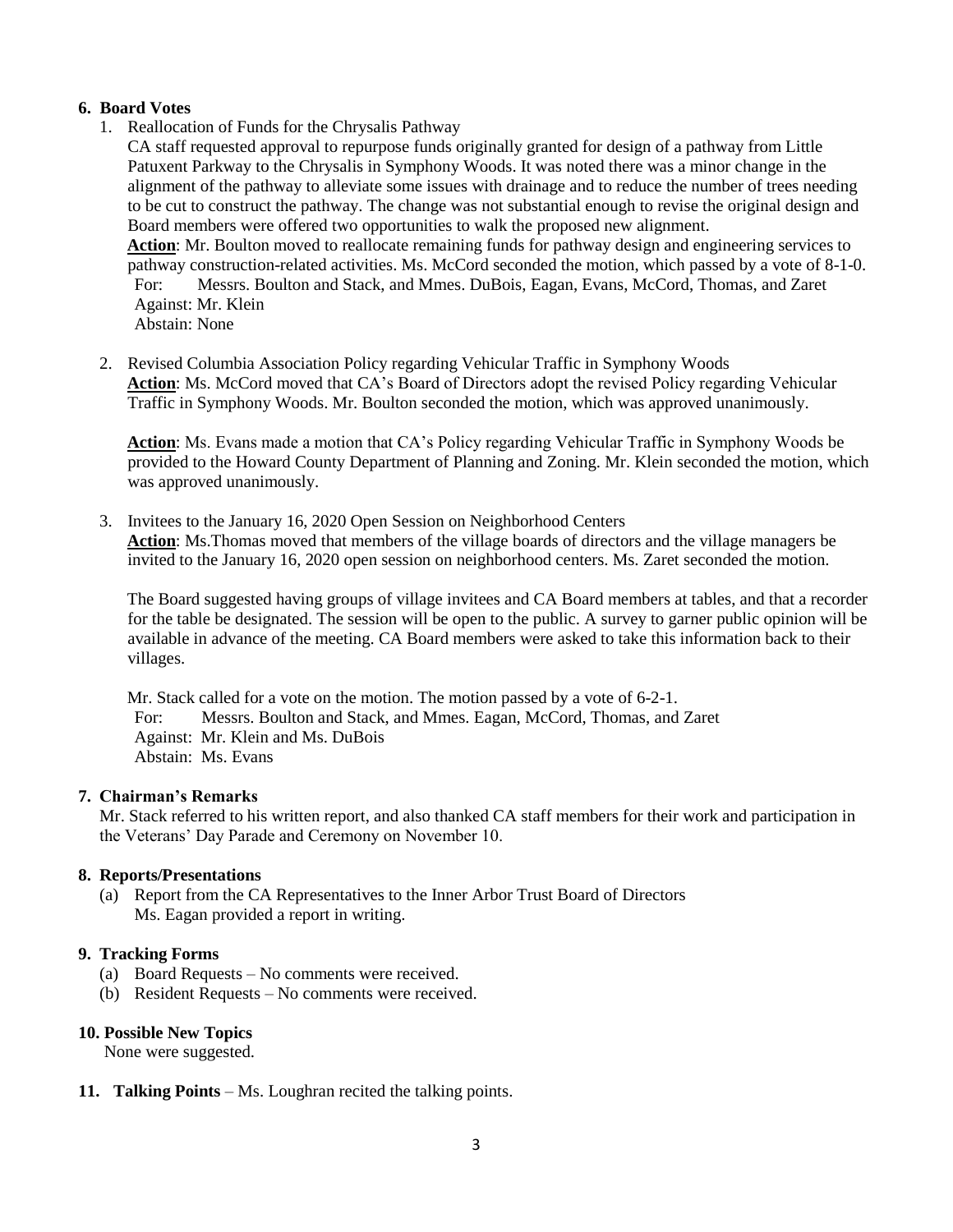**6. Board Votes**

1. Reallocation of Funds for the Chrysalis Pathway

   CA staff requested approval to repurpose funds originally granted for design of a pathway from Little Patuxent Parkway to the Chrysalis in Symphony Woods. It was noted there was a minor change in the alignment of the pathway to alleviate some issues with drainage and to reduce the number of trees needing to be cut to construct the pathway. The change was not substantial enough to revise the original design and Board members were offered two opportunities to walk the proposed new alignment.

   **Action**: Mr. Boulton moved to reallocate remaining funds for pathway design and engineering services to pathway construction-related activities. Ms. McCord seconded the motion, which passed by a vote of 8-1-0.

   For: Messrs. Boulton and Stack, and Mmes. DuBois, Eagan, Evans, McCord, Thomas, and Zaret
   Against: Mr. Klein
   Abstain: None

2. Revised Columbia Association Policy regarding Vehicular Traffic in Symphony Woods

   **Action**: Ms. McCord moved that CA's Board of Directors adopt the revised Policy regarding Vehicular Traffic in Symphony Woods. Mr. Boulton seconded the motion, which was approved unanimously.

   **Action**: Ms. Evans made a motion that CA's Policy regarding Vehicular Traffic in Symphony Woods be provided to the Howard County Department of Planning and Zoning. Mr. Klein seconded the motion, which was approved unanimously.

3. Invitees to the January 16, 2020 Open Session on Neighborhood Centers

   **Action**: Ms.Thomas moved that members of the village boards of directors and the village managers be invited to the January 16, 2020 open session on neighborhood centers. Ms. Zaret seconded the motion.

   The Board suggested having groups of village invitees and CA Board members at tables, and that a recorder for the table be designated. The session will be open to the public. A survey to garner public opinion will be available in advance of the meeting. CA Board members were asked to take this information back to their villages.

   Mr. Stack called for a vote on the motion. The motion passed by a vote of 6-2-1.

   For: Messrs. Boulton and Stack, and Mmes. Eagan, McCord, Thomas, and Zaret
   Against: Mr. Klein and Ms. DuBois
   Abstain: Ms. Evans

**7. Chairman's Remarks**

Mr. Stack referred to his written report, and also thanked CA staff members for their work and participation in the Veterans' Day Parade and Ceremony on November 10.

**8. Reports/Presentations**

(a) Report from the CA Representatives to the Inner Arbor Trust Board of Directors
Ms. Eagan provided a report in writing.

**9. Tracking Forms**

(a) Board Requests – No comments were received.
(b) Resident Requests – No comments were received.

**10. Possible New Topics**

None were suggested.

**11. Talking Points** – Ms. Loughran recited the talking points.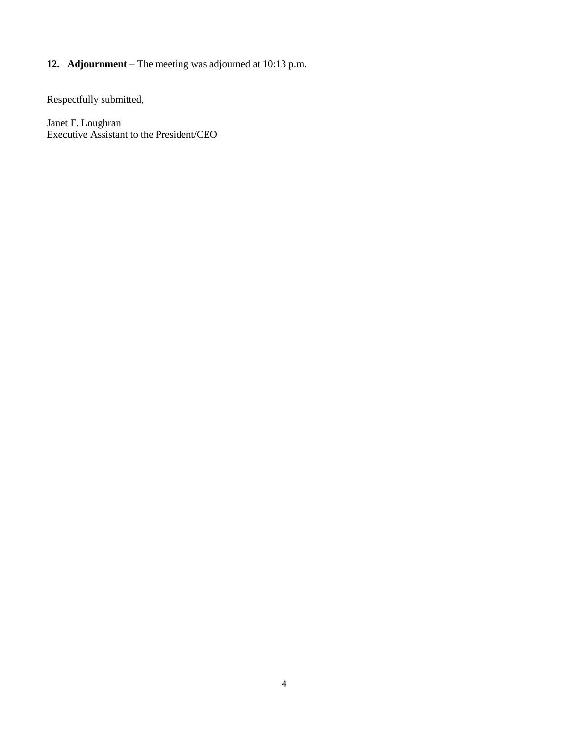**12. Adjournment –** The meeting was adjourned at 10:13 p.m.

Respectfully submitted,

Janet F. Loughran
Executive Assistant to the President/CEO